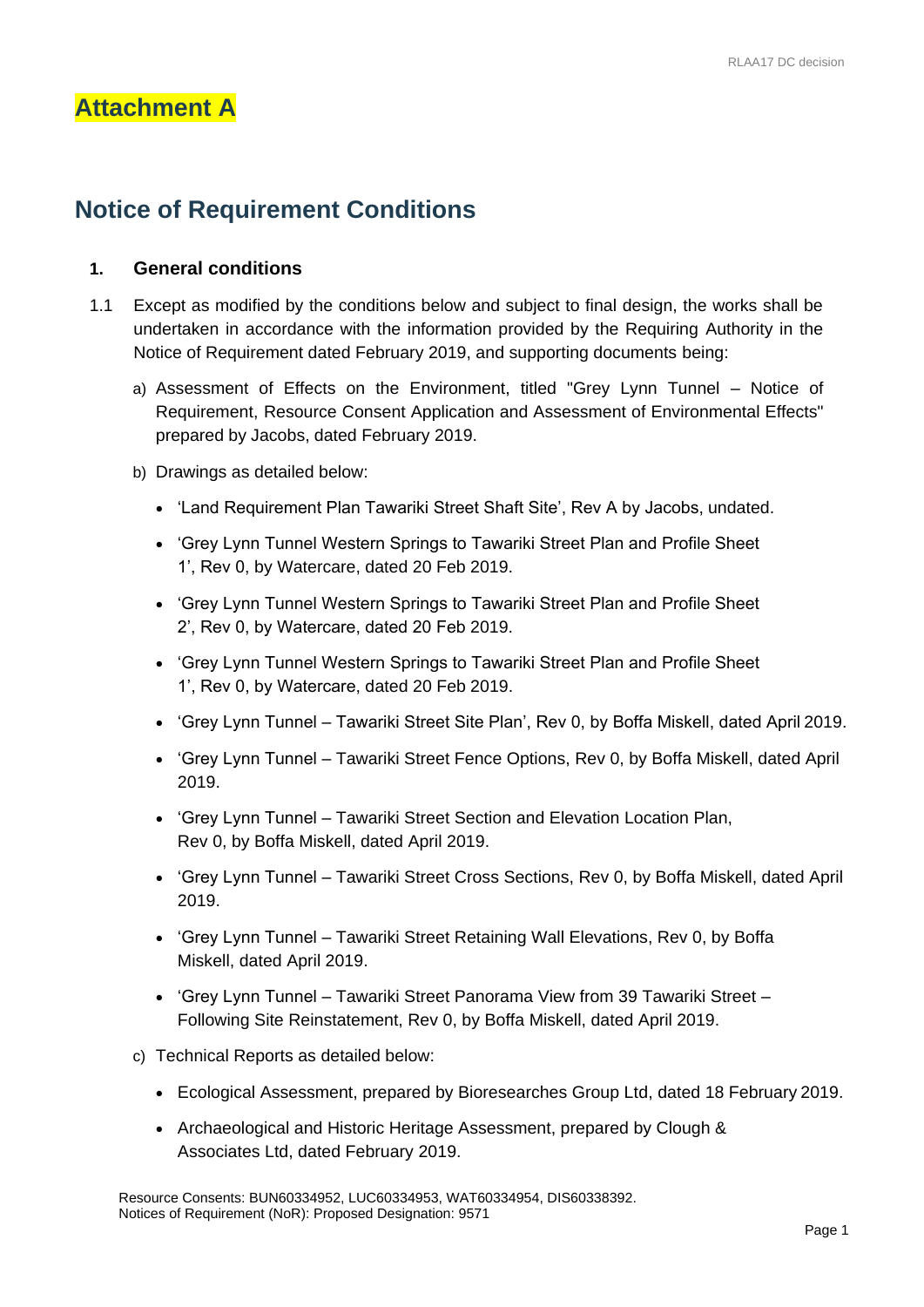# Attachment A

## Notice of Requirement Conditions

### 1. General conditions

1.1 Except as modified by the conditions below and subject to final design, the works shall be undertaken in accordance with the information provided by the Requiring Authority in the Notice of Requirement dated February 2019, and supporting documents being:

a) Assessment of Effects on the Environment, titled "Grey Lynn Tunnel – Notice of Requirement, Resource Consent Application and Assessment of Environmental Effects" prepared by Jacobs, dated February 2019.

b) Drawings as detailed below:

- 'Land Requirement Plan Tawariki Street Shaft Site', Rev A by Jacobs, undated.
- 'Grey Lynn Tunnel Western Springs to Tawariki Street Plan and Profile Sheet 1', Rev 0, by Watercare, dated 20 Feb 2019.
- 'Grey Lynn Tunnel Western Springs to Tawariki Street Plan and Profile Sheet 2', Rev 0, by Watercare, dated 20 Feb 2019.
- 'Grey Lynn Tunnel Western Springs to Tawariki Street Plan and Profile Sheet 1', Rev 0, by Watercare, dated 20 Feb 2019.
- 'Grey Lynn Tunnel – Tawariki Street Site Plan', Rev 0, by Boffa Miskell, dated April 2019.
- 'Grey Lynn Tunnel – Tawariki Street Fence Options, Rev 0, by Boffa Miskell, dated April 2019.
- 'Grey Lynn Tunnel – Tawariki Street Section and Elevation Location Plan, Rev 0, by Boffa Miskell, dated April 2019.
- 'Grey Lynn Tunnel – Tawariki Street Cross Sections, Rev 0, by Boffa Miskell, dated April 2019.
- 'Grey Lynn Tunnel – Tawariki Street Retaining Wall Elevations, Rev 0, by Boffa Miskell, dated April 2019.
- 'Grey Lynn Tunnel – Tawariki Street Panorama View from 39 Tawariki Street – Following Site Reinstatement, Rev 0, by Boffa Miskell, dated April 2019.

c) Technical Reports as detailed below:

- Ecological Assessment, prepared by Bioresearches Group Ltd, dated 18 February 2019.
- Archaeological and Historic Heritage Assessment, prepared by Clough & Associates Ltd, dated February 2019.

Resource Consents: BUN60334952, LUC60334953, WAT60334954, DIS60338392.
Notices of Requirement (NoR): Proposed Designation: 9571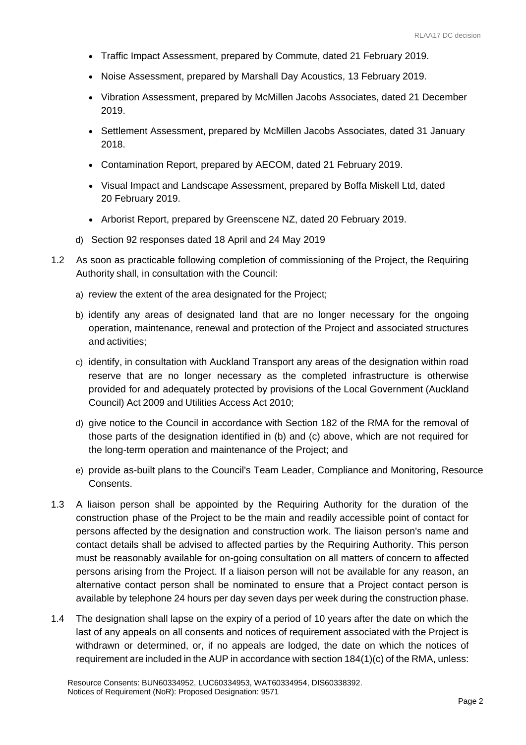- Traffic Impact Assessment, prepared by Commute, dated 21 February 2019.
- Noise Assessment, prepared by Marshall Day Acoustics, 13 February 2019.
- Vibration Assessment, prepared by McMillen Jacobs Associates, dated 21 December 2019.
- Settlement Assessment, prepared by McMillen Jacobs Associates, dated 31 January 2018.
- Contamination Report, prepared by AECOM, dated 21 February 2019.
- Visual Impact and Landscape Assessment, prepared by Boffa Miskell Ltd, dated 20 February 2019.
- Arborist Report, prepared by Greenscene NZ, dated 20 February 2019.

d) Section 92 responses dated 18 April and 24 May 2019

1.2 As soon as practicable following completion of commissioning of the Project, the Requiring Authority shall, in consultation with the Council:

a) review the extent of the area designated for the Project;

b) identify any areas of designated land that are no longer necessary for the ongoing operation, maintenance, renewal and protection of the Project and associated structures and activities;

c) identify, in consultation with Auckland Transport any areas of the designation within road reserve that are no longer necessary as the completed infrastructure is otherwise provided for and adequately protected by provisions of the Local Government (Auckland Council) Act 2009 and Utilities Access Act 2010;

d) give notice to the Council in accordance with Section 182 of the RMA for the removal of those parts of the designation identified in (b) and (c) above, which are not required for the long-term operation and maintenance of the Project; and

e) provide as-built plans to the Council's Team Leader, Compliance and Monitoring, Resource Consents.

1.3 A liaison person shall be appointed by the Requiring Authority for the duration of the construction phase of the Project to be the main and readily accessible point of contact for persons affected by the designation and construction work. The liaison person's name and contact details shall be advised to affected parties by the Requiring Authority. This person must be reasonably available for on-going consultation on all matters of concern to affected persons arising from the Project. If a liaison person will not be available for any reason, an alternative contact person shall be nominated to ensure that a Project contact person is available by telephone 24 hours per day seven days per week during the construction phase.

1.4 The designation shall lapse on the expiry of a period of 10 years after the date on which the last of any appeals on all consents and notices of requirement associated with the Project is withdrawn or determined, or, if no appeals are lodged, the date on which the notices of requirement are included in the AUP in accordance with section 184(1)(c) of the RMA, unless: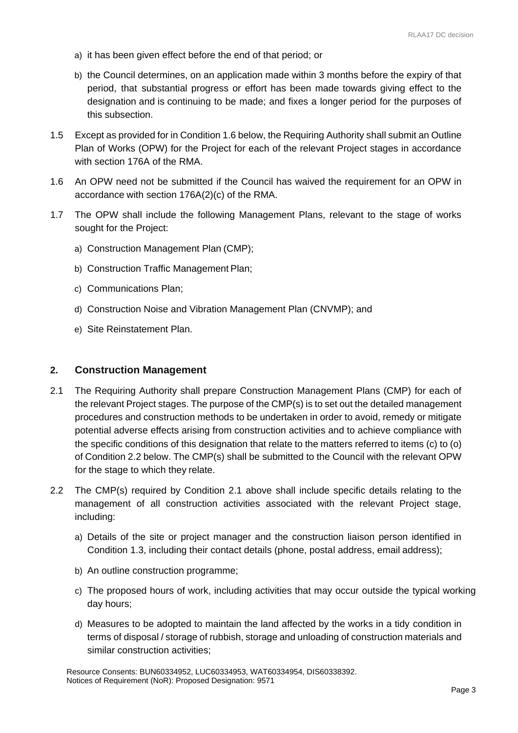a) it has been given effect before the end of that period; or

b) the Council determines, on an application made within 3 months before the expiry of that period, that substantial progress or effort has been made towards giving effect to the designation and is continuing to be made; and fixes a longer period for the purposes of this subsection.

1.5 Except as provided for in Condition 1.6 below, the Requiring Authority shall submit an Outline Plan of Works (OPW) for the Project for each of the relevant Project stages in accordance with section 176A of the RMA.

1.6 An OPW need not be submitted if the Council has waived the requirement for an OPW in accordance with section 176A(2)(c) of the RMA.

1.7 The OPW shall include the following Management Plans, relevant to the stage of works sought for the Project:

a) Construction Management Plan (CMP);

b) Construction Traffic Management Plan;

c) Communications Plan;

d) Construction Noise and Vibration Management Plan (CNVMP); and

e) Site Reinstatement Plan.

## 2. Construction Management

2.1 The Requiring Authority shall prepare Construction Management Plans (CMP) for each of the relevant Project stages. The purpose of the CMP(s) is to set out the detailed management procedures and construction methods to be undertaken in order to avoid, remedy or mitigate potential adverse effects arising from construction activities and to achieve compliance with the specific conditions of this designation that relate to the matters referred to items (c) to (o) of Condition 2.2 below. The CMP(s) shall be submitted to the Council with the relevant OPW for the stage to which they relate.

2.2 The CMP(s) required by Condition 2.1 above shall include specific details relating to the management of all construction activities associated with the relevant Project stage, including:

a) Details of the site or project manager and the construction liaison person identified in Condition 1.3, including their contact details (phone, postal address, email address);

b) An outline construction programme;

c) The proposed hours of work, including activities that may occur outside the typical working day hours;

d) Measures to be adopted to maintain the land affected by the works in a tidy condition in terms of disposal / storage of rubbish, storage and unloading of construction materials and similar construction activities;

Resource Consents: BUN60334952, LUC60334953, WAT60334954, DIS60338392.
Notices of Requirement (NoR): Proposed Designation: 9571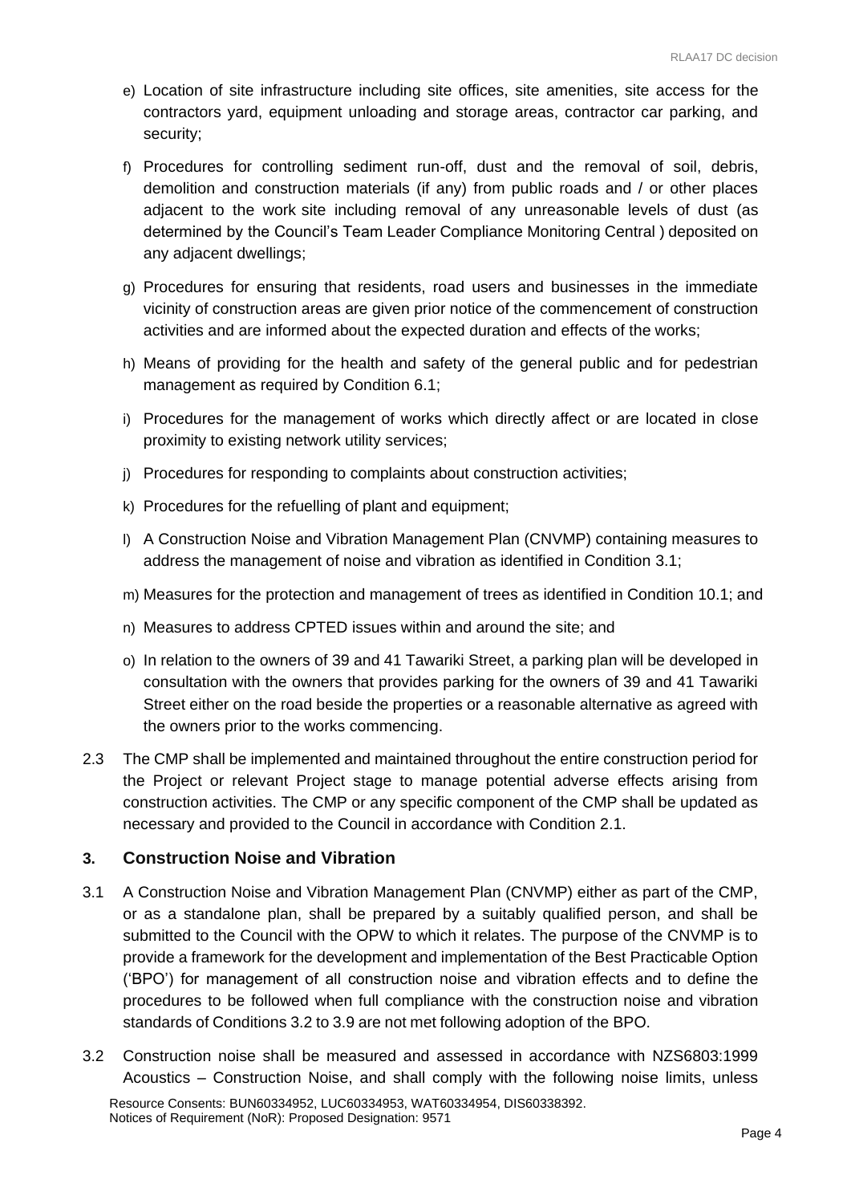e) Location of site infrastructure including site offices, site amenities, site access for the contractors yard, equipment unloading and storage areas, contractor car parking, and security;

f) Procedures for controlling sediment run-off, dust and the removal of soil, debris, demolition and construction materials (if any) from public roads and / or other places adjacent to the work site including removal of any unreasonable levels of dust (as determined by the Council's Team Leader Compliance Monitoring Central ) deposited on any adjacent dwellings;

g) Procedures for ensuring that residents, road users and businesses in the immediate vicinity of construction areas are given prior notice of the commencement of construction activities and are informed about the expected duration and effects of the works;

h) Means of providing for the health and safety of the general public and for pedestrian management as required by Condition 6.1;

i) Procedures for the management of works which directly affect or are located in close proximity to existing network utility services;

j) Procedures for responding to complaints about construction activities;

k) Procedures for the refuelling of plant and equipment;

l) A Construction Noise and Vibration Management Plan (CNVMP) containing measures to address the management of noise and vibration as identified in Condition 3.1;

m) Measures for the protection and management of trees as identified in Condition 10.1; and

n) Measures to address CPTED issues within and around the site; and

o) In relation to the owners of 39 and 41 Tawariki Street, a parking plan will be developed in consultation with the owners that provides parking for the owners of 39 and 41 Tawariki Street either on the road beside the properties or a reasonable alternative as agreed with the owners prior to the works commencing.

2.3 The CMP shall be implemented and maintained throughout the entire construction period for the Project or relevant Project stage to manage potential adverse effects arising from construction activities. The CMP or any specific component of the CMP shall be updated as necessary and provided to the Council in accordance with Condition 2.1.

## 3. Construction Noise and Vibration

3.1 A Construction Noise and Vibration Management Plan (CNVMP) either as part of the CMP, or as a standalone plan, shall be prepared by a suitably qualified person, and shall be submitted to the Council with the OPW to which it relates. The purpose of the CNVMP is to provide a framework for the development and implementation of the Best Practicable Option ('BPO') for management of all construction noise and vibration effects and to define the procedures to be followed when full compliance with the construction noise and vibration standards of Conditions 3.2 to 3.9 are not met following adoption of the BPO.

3.2 Construction noise shall be measured and assessed in accordance with NZS6803:1999 Acoustics – Construction Noise, and shall comply with the following noise limits, unless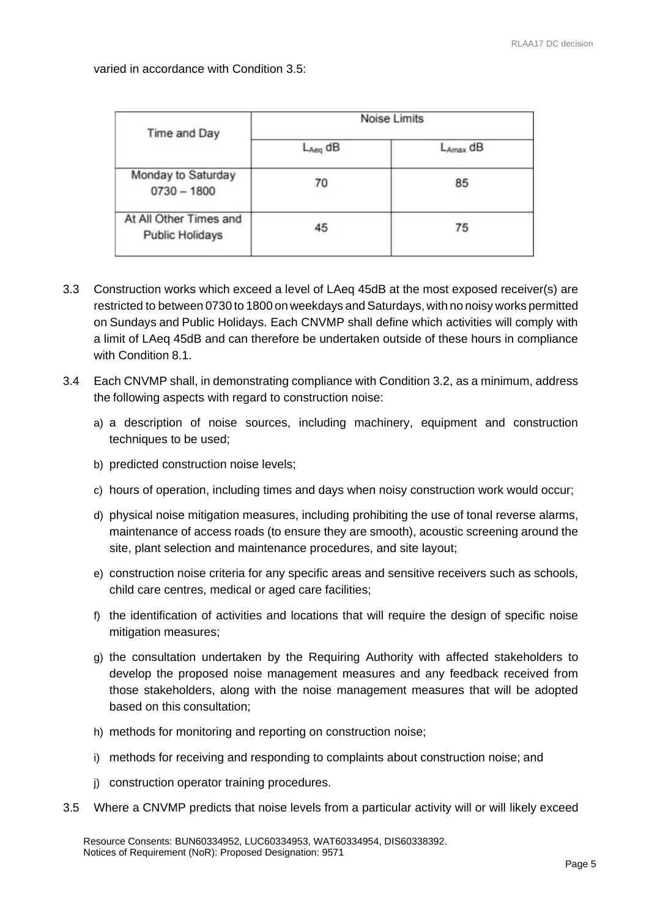varied in accordance with Condition 3.5:

| Time and Day | Noise Limits | |
|---|---|---|
| | $L_{Aeq}$ dB | $L_{Amax}$ dB |
| Monday to Saturday 0730 – 1800 | 70 | 85 |
| At All Other Times and Public Holidays | 45 | 75 |

3.3 Construction works which exceed a level of LAeq 45dB at the most exposed receiver(s) are restricted to between 0730 to 1800 on weekdays and Saturdays, with no noisy works permitted on Sundays and Public Holidays. Each CNVMP shall define which activities will comply with a limit of LAeq 45dB and can therefore be undertaken outside of these hours in compliance with Condition 8.1.

3.4 Each CNVMP shall, in demonstrating compliance with Condition 3.2, as a minimum, address the following aspects with regard to construction noise:

a) a description of noise sources, including machinery, equipment and construction techniques to be used;

b) predicted construction noise levels;

c) hours of operation, including times and days when noisy construction work would occur;

d) physical noise mitigation measures, including prohibiting the use of tonal reverse alarms, maintenance of access roads (to ensure they are smooth), acoustic screening around the site, plant selection and maintenance procedures, and site layout;

e) construction noise criteria for any specific areas and sensitive receivers such as schools, child care centres, medical or aged care facilities;

f) the identification of activities and locations that will require the design of specific noise mitigation measures;

g) the consultation undertaken by the Requiring Authority with affected stakeholders to develop the proposed noise management measures and any feedback received from those stakeholders, along with the noise management measures that will be adopted based on this consultation;

h) methods for monitoring and reporting on construction noise;

i) methods for receiving and responding to complaints about construction noise; and

j) construction operator training procedures.

3.5 Where a CNVMP predicts that noise levels from a particular activity will or will likely exceed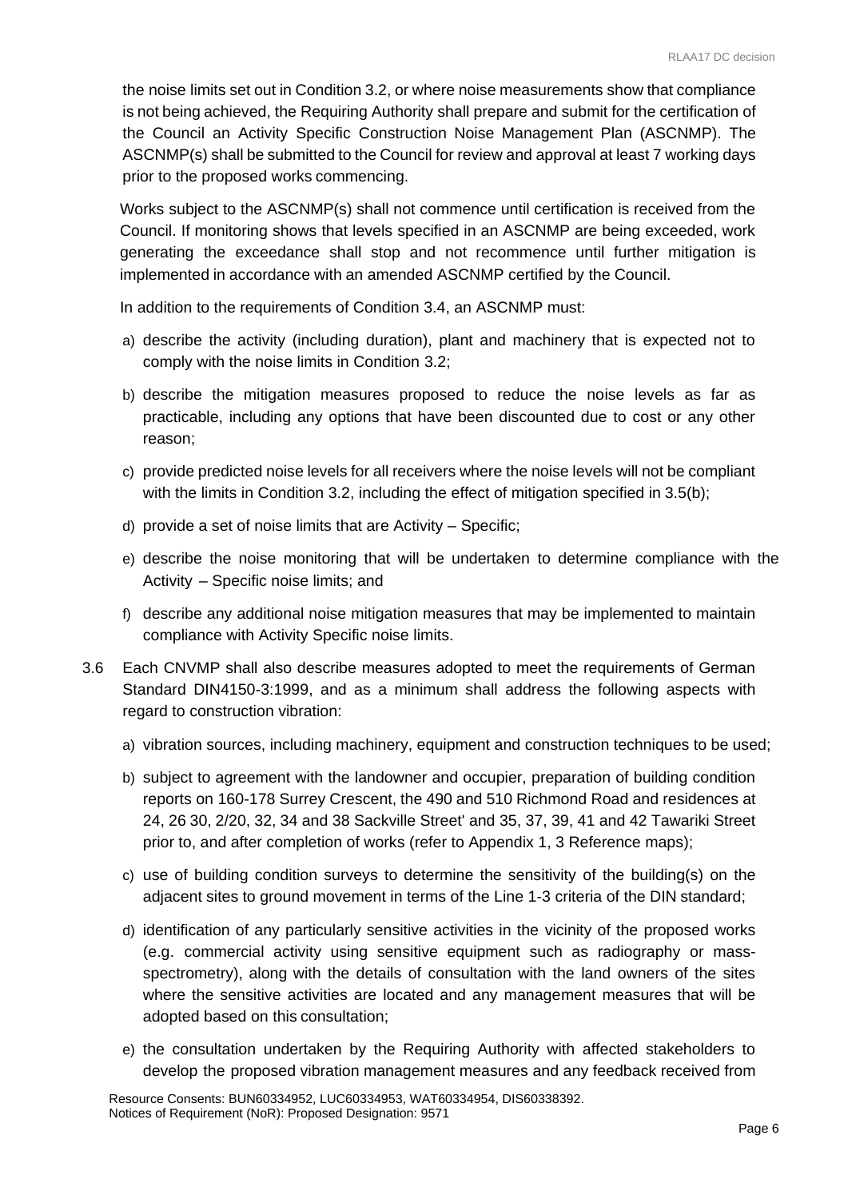the noise limits set out in Condition 3.2, or where noise measurements show that compliance is not being achieved, the Requiring Authority shall prepare and submit for the certification of the Council an Activity Specific Construction Noise Management Plan (ASCNMP). The ASCNMP(s) shall be submitted to the Council for review and approval at least 7 working days prior to the proposed works commencing.

Works subject to the ASCNMP(s) shall not commence until certification is received from the Council. If monitoring shows that levels specified in an ASCNMP are being exceeded, work generating the exceedance shall stop and not recommence until further mitigation is implemented in accordance with an amended ASCNMP certified by the Council.

In addition to the requirements of Condition 3.4, an ASCNMP must:

a) describe the activity (including duration), plant and machinery that is expected not to comply with the noise limits in Condition 3.2;

b) describe the mitigation measures proposed to reduce the noise levels as far as practicable, including any options that have been discounted due to cost or any other reason;

c) provide predicted noise levels for all receivers where the noise levels will not be compliant with the limits in Condition 3.2, including the effect of mitigation specified in 3.5(b);

d) provide a set of noise limits that are Activity – Specific;

e) describe the noise monitoring that will be undertaken to determine compliance with the Activity – Specific noise limits; and

f) describe any additional noise mitigation measures that may be implemented to maintain compliance with Activity Specific noise limits.

3.6 Each CNVMP shall also describe measures adopted to meet the requirements of German Standard DIN4150-3:1999, and as a minimum shall address the following aspects with regard to construction vibration:

a) vibration sources, including machinery, equipment and construction techniques to be used;

b) subject to agreement with the landowner and occupier, preparation of building condition reports on 160-178 Surrey Crescent, the 490 and 510 Richmond Road and residences at 24, 26 30, 2/20, 32, 34 and 38 Sackville Street' and 35, 37, 39, 41 and 42 Tawariki Street prior to, and after completion of works (refer to Appendix 1, 3 Reference maps);

c) use of building condition surveys to determine the sensitivity of the building(s) on the adjacent sites to ground movement in terms of the Line 1-3 criteria of the DIN standard;

d) identification of any particularly sensitive activities in the vicinity of the proposed works (e.g. commercial activity using sensitive equipment such as radiography or mass-spectrometry), along with the details of consultation with the land owners of the sites where the sensitive activities are located and any management measures that will be adopted based on this consultation;

e) the consultation undertaken by the Requiring Authority with affected stakeholders to develop the proposed vibration management measures and any feedback received from

Resource Consents: BUN60334952, LUC60334953, WAT60334954, DIS60338392.
Notices of Requirement (NoR): Proposed Designation: 9571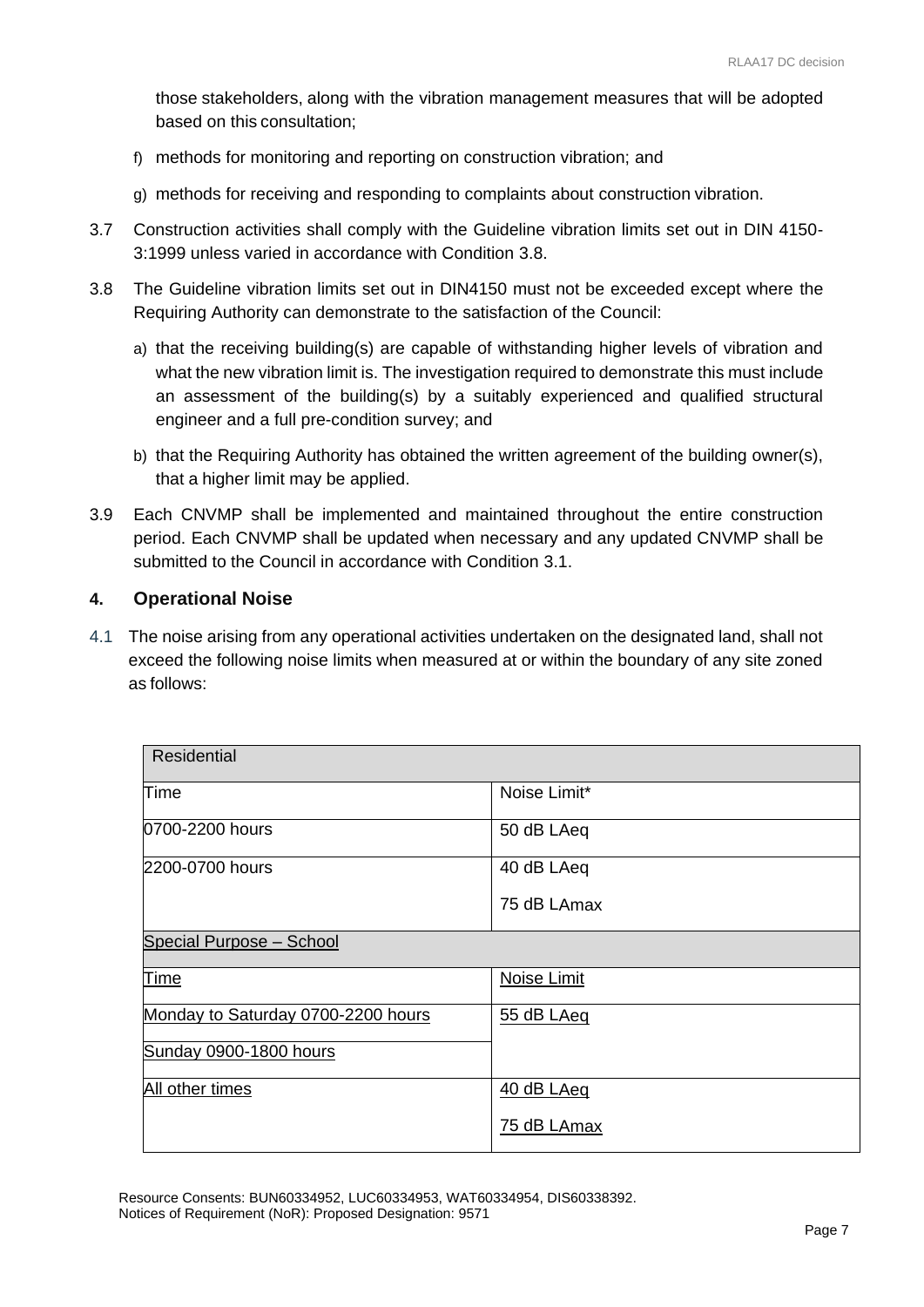those stakeholders, along with the vibration management measures that will be adopted based on this consultation;

f) methods for monitoring and reporting on construction vibration; and

g) methods for receiving and responding to complaints about construction vibration.

3.7 Construction activities shall comply with the Guideline vibration limits set out in DIN 4150-3:1999 unless varied in accordance with Condition 3.8.

3.8 The Guideline vibration limits set out in DIN4150 must not be exceeded except where the Requiring Authority can demonstrate to the satisfaction of the Council:

a) that the receiving building(s) are capable of withstanding higher levels of vibration and what the new vibration limit is. The investigation required to demonstrate this must include an assessment of the building(s) by a suitably experienced and qualified structural engineer and a full pre-condition survey; and

b) that the Requiring Authority has obtained the written agreement of the building owner(s), that a higher limit may be applied.

3.9 Each CNVMP shall be implemented and maintained throughout the entire construction period. Each CNVMP shall be updated when necessary and any updated CNVMP shall be submitted to the Council in accordance with Condition 3.1.

## 4. Operational Noise

4.1 The noise arising from any operational activities undertaken on the designated land, shall not exceed the following noise limits when measured at or within the boundary of any site zoned as follows:

| Residential | |
|---|---|
| Time | Noise Limit* |
| 0700-2200 hours | 50 dB LAeq |
| 2200-0700 hours | 40 dB LAeq<br>75 dB LAmax |
| Special Purpose – School | |
| Time | Noise Limit |
| Monday to Saturday 0700-2200 hours | 55 dB LAeq |
| Sunday 0900-1800 hours | |
| All other times | 40 dB LAeq<br>75 dB LAmax |

Resource Consents: BUN60334952, LUC60334953, WAT60334954, DIS60338392.
Notices of Requirement (NoR): Proposed Designation: 9571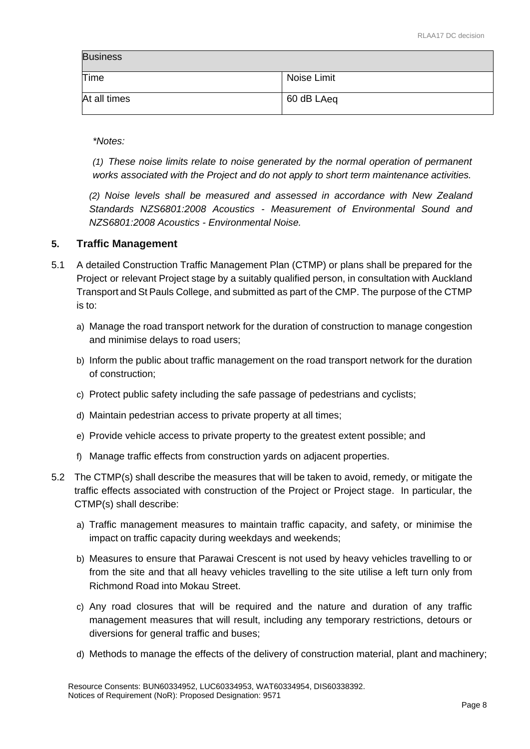| Business | |
|---|---|
| Time | Noise Limit |
| At all times | 60 dB LAeq |

*\*Notes:*

*(1) These noise limits relate to noise generated by the normal operation of permanent works associated with the Project and do not apply to short term maintenance activities.*

*(2) Noise levels shall be measured and assessed in accordance with New Zealand Standards NZS6801:2008 Acoustics - Measurement of Environmental Sound and NZS6801:2008 Acoustics - Environmental Noise.*

## 5. Traffic Management

5.1 A detailed Construction Traffic Management Plan (CTMP) or plans shall be prepared for the Project or relevant Project stage by a suitably qualified person, in consultation with Auckland Transport and St Pauls College, and submitted as part of the CMP. The purpose of the CTMP is to:

a) Manage the road transport network for the duration of construction to manage congestion and minimise delays to road users;

b) Inform the public about traffic management on the road transport network for the duration of construction;

c) Protect public safety including the safe passage of pedestrians and cyclists;

d) Maintain pedestrian access to private property at all times;

e) Provide vehicle access to private property to the greatest extent possible; and

f) Manage traffic effects from construction yards on adjacent properties.

5.2 The CTMP(s) shall describe the measures that will be taken to avoid, remedy, or mitigate the traffic effects associated with construction of the Project or Project stage. In particular, the CTMP(s) shall describe:

a) Traffic management measures to maintain traffic capacity, and safety, or minimise the impact on traffic capacity during weekdays and weekends;

b) Measures to ensure that Parawai Crescent is not used by heavy vehicles travelling to or from the site and that all heavy vehicles travelling to the site utilise a left turn only from Richmond Road into Mokau Street.

c) Any road closures that will be required and the nature and duration of any traffic management measures that will result, including any temporary restrictions, detours or diversions for general traffic and buses;

d) Methods to manage the effects of the delivery of construction material, plant and machinery;

Resource Consents: BUN60334952, LUC60334953, WAT60334954, DIS60338392.
Notices of Requirement (NoR): Proposed Designation: 9571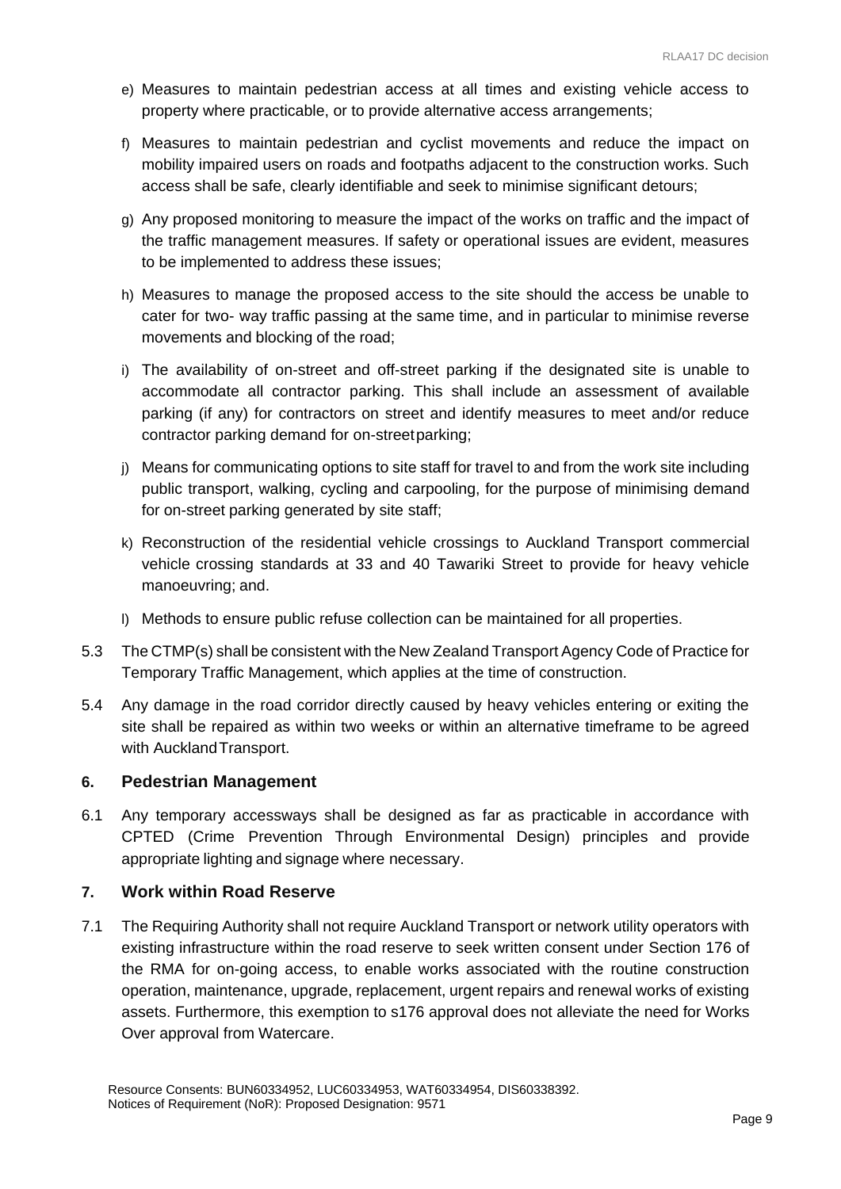e) Measures to maintain pedestrian access at all times and existing vehicle access to property where practicable, or to provide alternative access arrangements;

f) Measures to maintain pedestrian and cyclist movements and reduce the impact on mobility impaired users on roads and footpaths adjacent to the construction works. Such access shall be safe, clearly identifiable and seek to minimise significant detours;

g) Any proposed monitoring to measure the impact of the works on traffic and the impact of the traffic management measures. If safety or operational issues are evident, measures to be implemented to address these issues;

h) Measures to manage the proposed access to the site should the access be unable to cater for two- way traffic passing at the same time, and in particular to minimise reverse movements and blocking of the road;

i) The availability of on-street and off-street parking if the designated site is unable to accommodate all contractor parking. This shall include an assessment of available parking (if any) for contractors on street and identify measures to meet and/or reduce contractor parking demand for on-street parking;

j) Means for communicating options to site staff for travel to and from the work site including public transport, walking, cycling and carpooling, for the purpose of minimising demand for on-street parking generated by site staff;

k) Reconstruction of the residential vehicle crossings to Auckland Transport commercial vehicle crossing standards at 33 and 40 Tawariki Street to provide for heavy vehicle manoeuvring; and.

l) Methods to ensure public refuse collection can be maintained for all properties.

5.3 The CTMP(s) shall be consistent with the New Zealand Transport Agency Code of Practice for Temporary Traffic Management, which applies at the time of construction.

5.4 Any damage in the road corridor directly caused by heavy vehicles entering or exiting the site shall be repaired as within two weeks or within an alternative timeframe to be agreed with Auckland Transport.

### 6. Pedestrian Management

6.1 Any temporary accessways shall be designed as far as practicable in accordance with CPTED (Crime Prevention Through Environmental Design) principles and provide appropriate lighting and signage where necessary.

### 7. Work within Road Reserve

7.1 The Requiring Authority shall not require Auckland Transport or network utility operators with existing infrastructure within the road reserve to seek written consent under Section 176 of the RMA for on-going access, to enable works associated with the routine construction operation, maintenance, upgrade, replacement, urgent repairs and renewal works of existing assets. Furthermore, this exemption to s176 approval does not alleviate the need for Works Over approval from Watercare.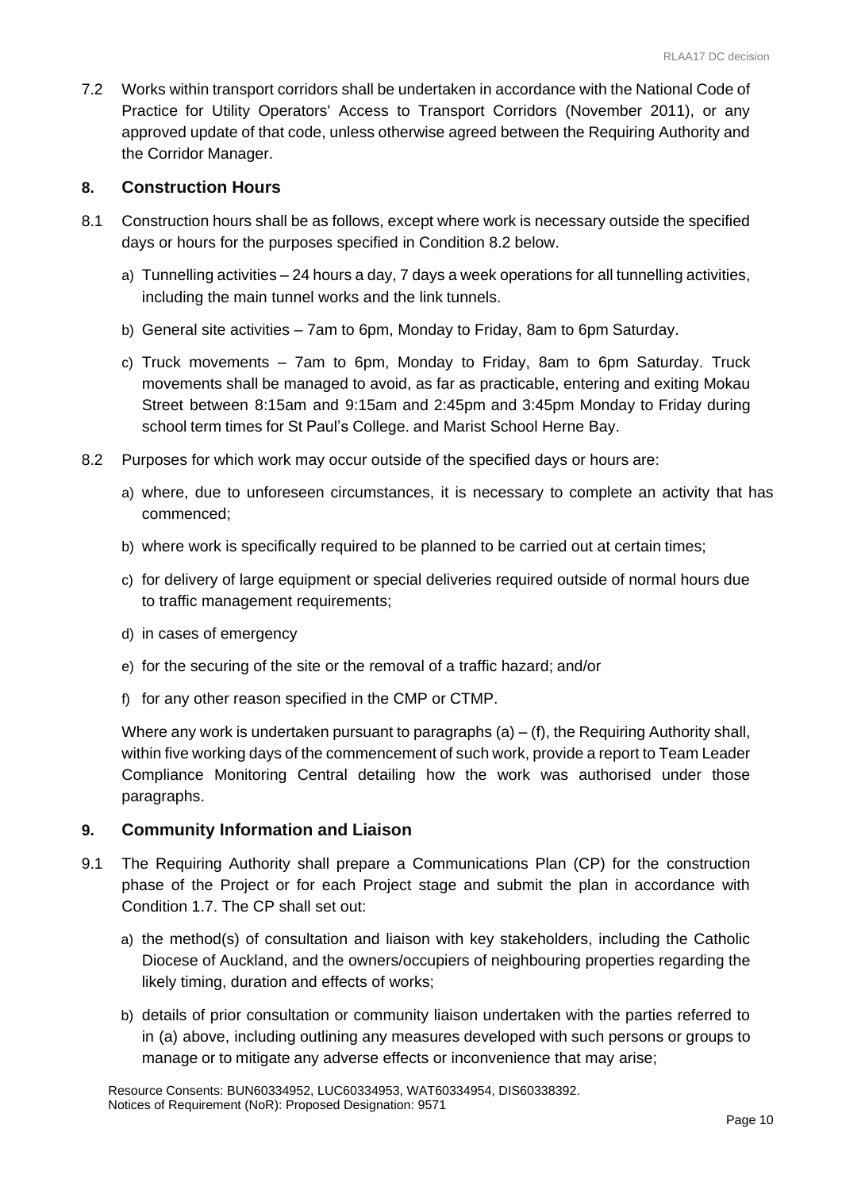7.2 Works within transport corridors shall be undertaken in accordance with the National Code of Practice for Utility Operators' Access to Transport Corridors (November 2011), or any approved update of that code, unless otherwise agreed between the Requiring Authority and the Corridor Manager.

## 8. Construction Hours

8.1 Construction hours shall be as follows, except where work is necessary outside the specified days or hours for the purposes specified in Condition 8.2 below.

a) Tunnelling activities – 24 hours a day, 7 days a week operations for all tunnelling activities, including the main tunnel works and the link tunnels.

b) General site activities – 7am to 6pm, Monday to Friday, 8am to 6pm Saturday.

c) Truck movements – 7am to 6pm, Monday to Friday, 8am to 6pm Saturday. Truck movements shall be managed to avoid, as far as practicable, entering and exiting Mokau Street between 8:15am and 9:15am and 2:45pm and 3:45pm Monday to Friday during school term times for St Paul's College. and Marist School Herne Bay.

8.2 Purposes for which work may occur outside of the specified days or hours are:

a) where, due to unforeseen circumstances, it is necessary to complete an activity that has commenced;

b) where work is specifically required to be planned to be carried out at certain times;

c) for delivery of large equipment or special deliveries required outside of normal hours due to traffic management requirements;

d) in cases of emergency

e) for the securing of the site or the removal of a traffic hazard; and/or

f) for any other reason specified in the CMP or CTMP.

Where any work is undertaken pursuant to paragraphs (a) – (f), the Requiring Authority shall, within five working days of the commencement of such work, provide a report to Team Leader Compliance Monitoring Central detailing how the work was authorised under those paragraphs.

## 9. Community Information and Liaison

9.1 The Requiring Authority shall prepare a Communications Plan (CP) for the construction phase of the Project or for each Project stage and submit the plan in accordance with Condition 1.7. The CP shall set out:

a) the method(s) of consultation and liaison with key stakeholders, including the Catholic Diocese of Auckland, and the owners/occupiers of neighbouring properties regarding the likely timing, duration and effects of works;

b) details of prior consultation or community liaison undertaken with the parties referred to in (a) above, including outlining any measures developed with such persons or groups to manage or to mitigate any adverse effects or inconvenience that may arise;

Resource Consents: BUN60334952, LUC60334953, WAT60334954, DIS60338392.
Notices of Requirement (NoR): Proposed Designation: 9571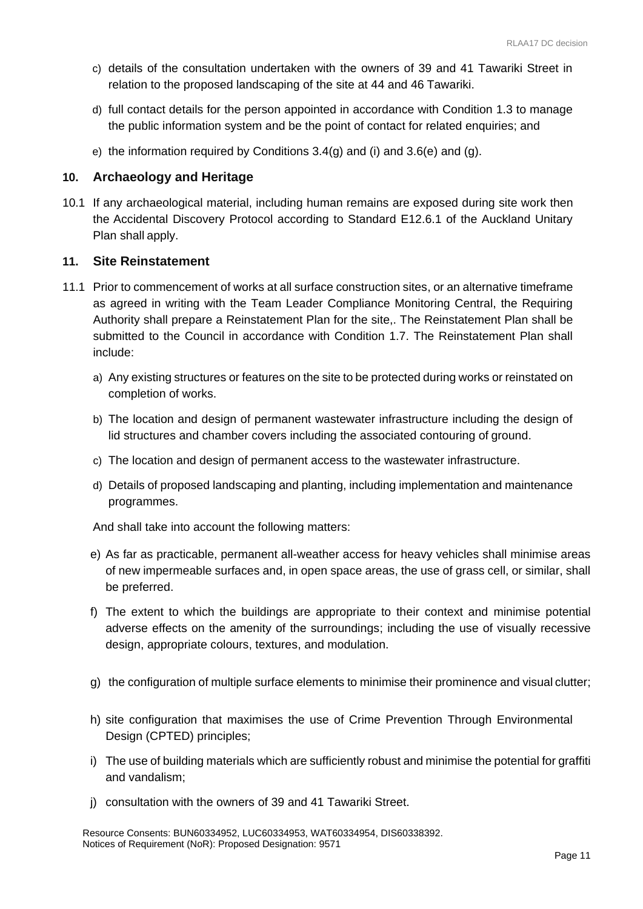c) details of the consultation undertaken with the owners of 39 and 41 Tawariki Street in relation to the proposed landscaping of the site at 44 and 46 Tawariki.

d) full contact details for the person appointed in accordance with Condition 1.3 to manage the public information system and be the point of contact for related enquiries; and

e) the information required by Conditions 3.4(g) and (i) and 3.6(e) and (g).

## 10. Archaeology and Heritage

10.1 If any archaeological material, including human remains are exposed during site work then the Accidental Discovery Protocol according to Standard E12.6.1 of the Auckland Unitary Plan shall apply.

## 11. Site Reinstatement

11.1 Prior to commencement of works at all surface construction sites, or an alternative timeframe as agreed in writing with the Team Leader Compliance Monitoring Central, the Requiring Authority shall prepare a Reinstatement Plan for the site,. The Reinstatement Plan shall be submitted to the Council in accordance with Condition 1.7. The Reinstatement Plan shall include:

a) Any existing structures or features on the site to be protected during works or reinstated on completion of works.

b) The location and design of permanent wastewater infrastructure including the design of lid structures and chamber covers including the associated contouring of ground.

c) The location and design of permanent access to the wastewater infrastructure.

d) Details of proposed landscaping and planting, including implementation and maintenance programmes.

And shall take into account the following matters:

e) As far as practicable, permanent all-weather access for heavy vehicles shall minimise areas of new impermeable surfaces and, in open space areas, the use of grass cell, or similar, shall be preferred.

f) The extent to which the buildings are appropriate to their context and minimise potential adverse effects on the amenity of the surroundings; including the use of visually recessive design, appropriate colours, textures, and modulation.

g) the configuration of multiple surface elements to minimise their prominence and visual clutter;

h) site configuration that maximises the use of Crime Prevention Through Environmental Design (CPTED) principles;

i) The use of building materials which are sufficiently robust and minimise the potential for graffiti and vandalism;

j) consultation with the owners of 39 and 41 Tawariki Street.

Resource Consents: BUN60334952, LUC60334953, WAT60334954, DIS60338392.
Notices of Requirement (NoR): Proposed Designation: 9571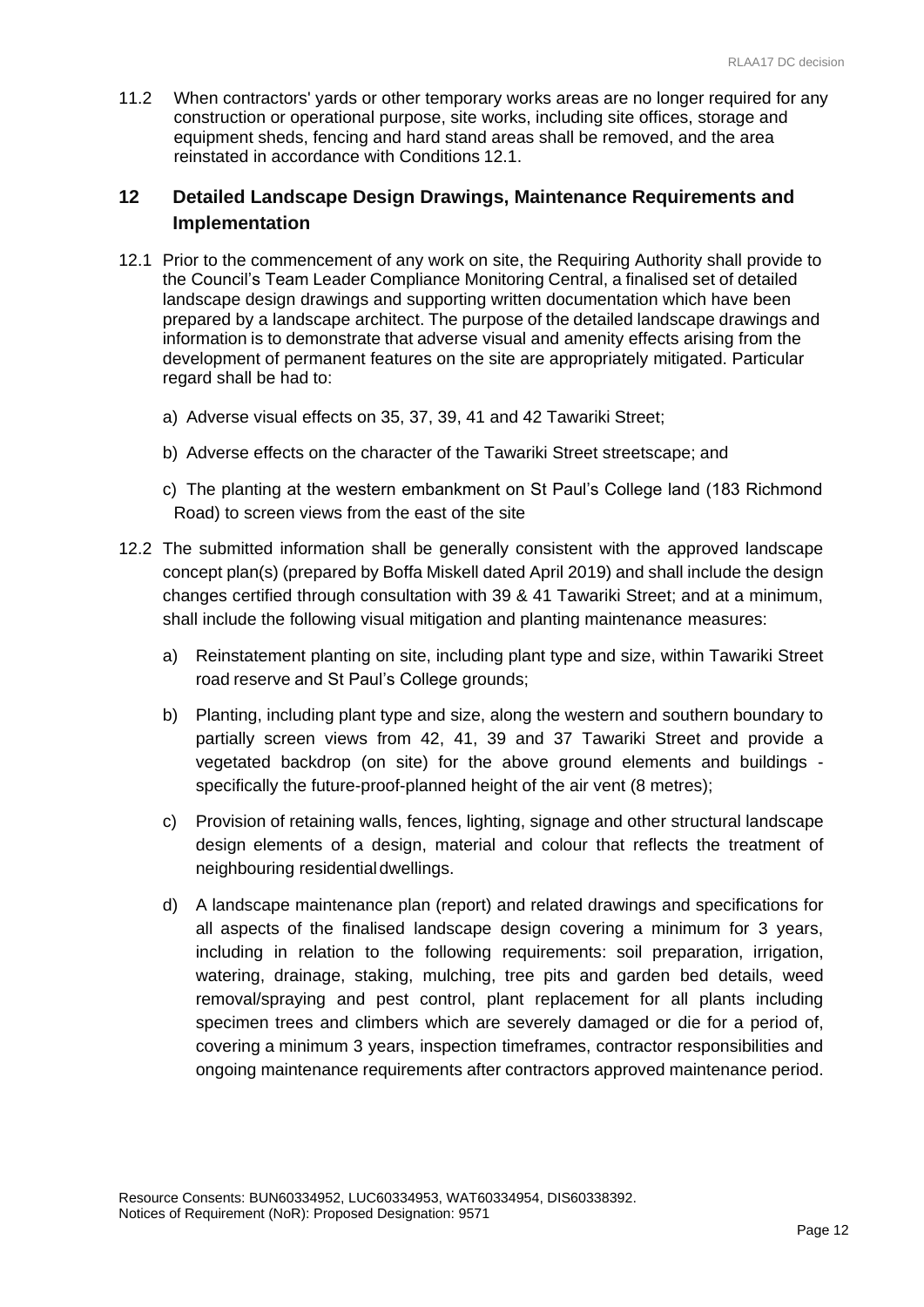11.2 When contractors' yards or other temporary works areas are no longer required for any construction or operational purpose, site works, including site offices, storage and equipment sheds, fencing and hard stand areas shall be removed, and the area reinstated in accordance with Conditions 12.1.

## 12 Detailed Landscape Design Drawings, Maintenance Requirements and Implementation

12.1 Prior to the commencement of any work on site, the Requiring Authority shall provide to the Council's Team Leader Compliance Monitoring Central, a finalised set of detailed landscape design drawings and supporting written documentation which have been prepared by a landscape architect. The purpose of the detailed landscape drawings and information is to demonstrate that adverse visual and amenity effects arising from the development of permanent features on the site are appropriately mitigated. Particular regard shall be had to:

a) Adverse visual effects on 35, 37, 39, 41 and 42 Tawariki Street;

b) Adverse effects on the character of the Tawariki Street streetscape; and

c) The planting at the western embankment on St Paul's College land (183 Richmond Road) to screen views from the east of the site

12.2 The submitted information shall be generally consistent with the approved landscape concept plan(s) (prepared by Boffa Miskell dated April 2019) and shall include the design changes certified through consultation with 39 & 41 Tawariki Street; and at a minimum, shall include the following visual mitigation and planting maintenance measures:

a) Reinstatement planting on site, including plant type and size, within Tawariki Street road reserve and St Paul's College grounds;

b) Planting, including plant type and size, along the western and southern boundary to partially screen views from 42, 41, 39 and 37 Tawariki Street and provide a vegetated backdrop (on site) for the above ground elements and buildings - specifically the future-proof-planned height of the air vent (8 metres);

c) Provision of retaining walls, fences, lighting, signage and other structural landscape design elements of a design, material and colour that reflects the treatment of neighbouring residential dwellings.

d) A landscape maintenance plan (report) and related drawings and specifications for all aspects of the finalised landscape design covering a minimum for 3 years, including in relation to the following requirements: soil preparation, irrigation, watering, drainage, staking, mulching, tree pits and garden bed details, weed removal/spraying and pest control, plant replacement for all plants including specimen trees and climbers which are severely damaged or die for a period of, covering a minimum 3 years, inspection timeframes, contractor responsibilities and ongoing maintenance requirements after contractors approved maintenance period.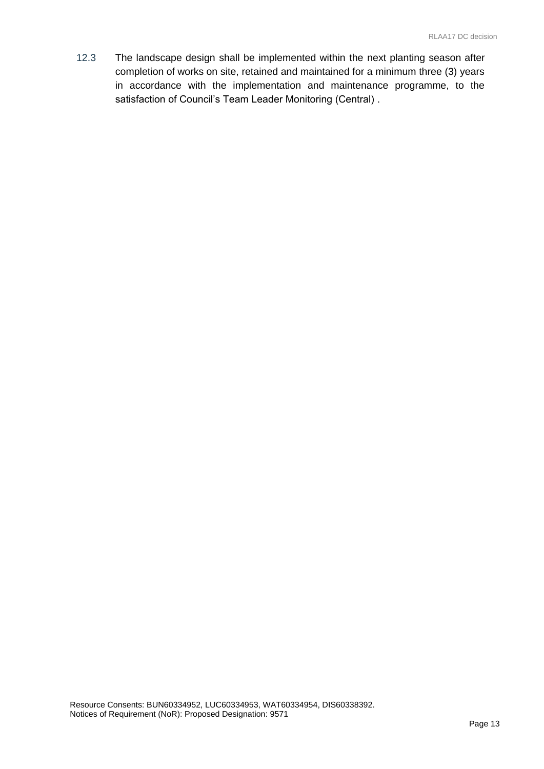12.3 The landscape design shall be implemented within the next planting season after completion of works on site, retained and maintained for a minimum three (3) years in accordance with the implementation and maintenance programme, to the satisfaction of Council's Team Leader Monitoring (Central) .